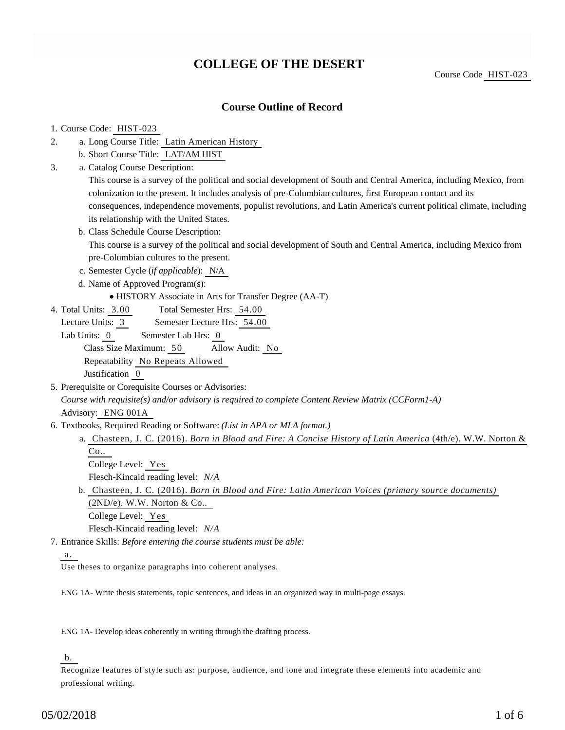# COLLEGE OF THE DESERT

Course Code HIST-023

## Course Outline of Record

1. Course Code: HIST-023
2. a. Long Course Title: Latin American History
   b. Short Course Title: LAT/AM HIST
3. a. Catalog Course Description:
   This course is a survey of the political and social development of South and Central America, including Mexico, from colonization to the present. It includes analysis of pre-Columbian cultures, first European contact and its consequences, independence movements, populist revolutions, and Latin America's current political climate, including its relationship with the United States.
   b. Class Schedule Course Description:
   This course is a survey of the political and social development of South and Central America, including Mexico from pre-Columbian cultures to the present.
   c. Semester Cycle (*if applicable*): N/A
   d. Name of Approved Program(s):
      - HISTORY Associate in Arts for Transfer Degree (AA-T)
4. Total Units: 3.00 Total Semester Hrs: 54.00
   Lecture Units: 3 Semester Lecture Hrs: 54.00
   Lab Units: 0 Semester Lab Hrs: 0
   Class Size Maximum: 50 Allow Audit: No
   Repeatability No Repeats Allowed
   Justification 0
5. Prerequisite or Corequisite Courses or Advisories:
   *Course with requisite(s) and/or advisory is required to complete Content Review Matrix (CCForm1-A)*
   Advisory: ENG 001A
6. Textbooks, Required Reading or Software: *(List in APA or MLA format.)*
   a. Chasteen, J. C. (2016). *Born in Blood and Fire: A Concise History of Latin America* (4th/e). W.W. Norton & Co..
      College Level: Yes
      Flesch-Kincaid reading level: *N/A*
   b. Chasteen, J. C. (2016). *Born in Blood and Fire: Latin American Voices (primary source documents)* (2ND/e). W.W. Norton & Co..
      College Level: Yes
      Flesch-Kincaid reading level: *N/A*
7. Entrance Skills: *Before entering the course students must be able:*

   a.
   Use theses to organize paragraphs into coherent analyses.

   ENG 1A- Write thesis statements, topic sentences, and ideas in an organized way in multi-page essays.

   ENG 1A- Develop ideas coherently in writing through the drafting process.

   b.
   Recognize features of style such as: purpose, audience, and tone and integrate these elements into academic and professional writing.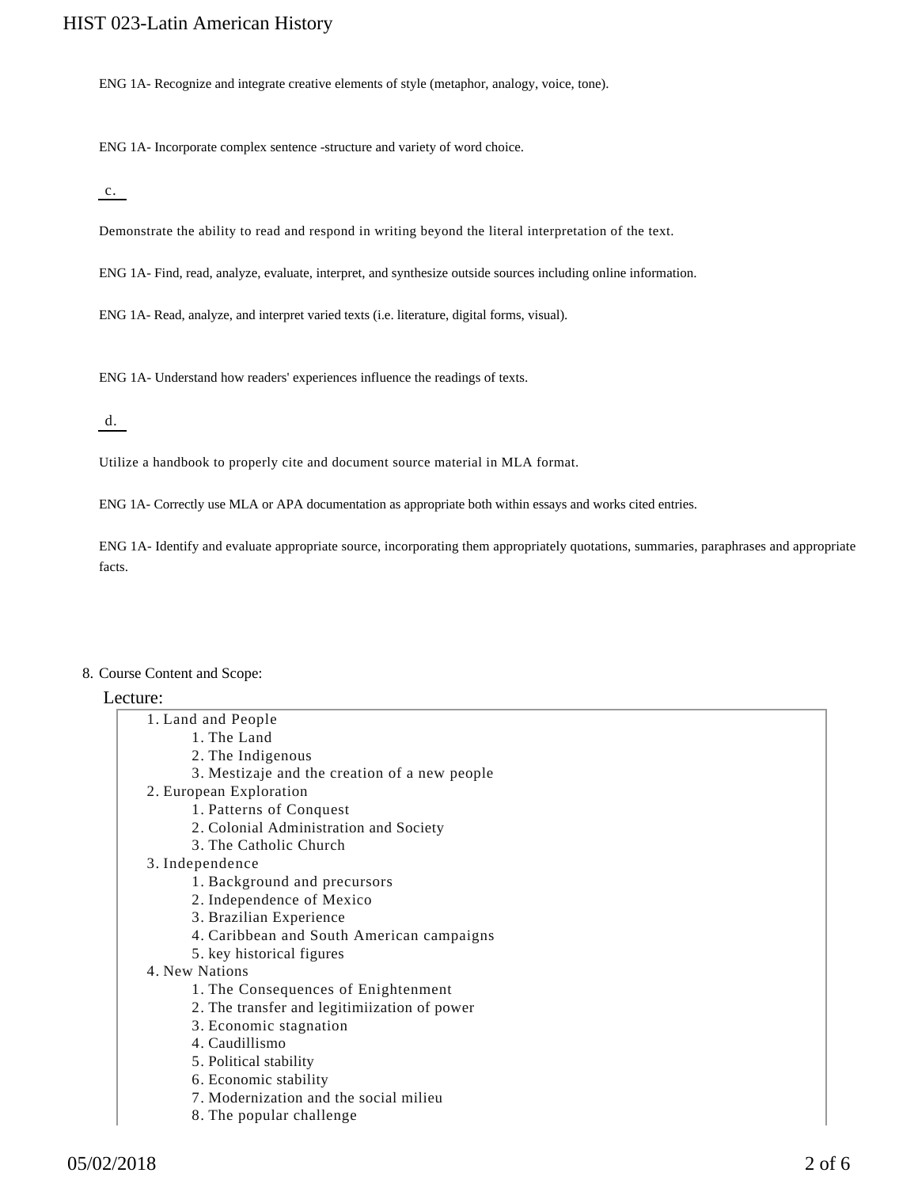ENG 1A- Recognize and integrate creative elements of style (metaphor, analogy, voice, tone).

ENG 1A- Incorporate complex sentence -structure and variety of word choice.

c.

Demonstrate the ability to read and respond in writing beyond the literal interpretation of the text.

ENG 1A- Find, read, analyze, evaluate, interpret, and synthesize outside sources including online information.

ENG 1A- Read, analyze, and interpret varied texts (i.e. literature, digital forms, visual).

ENG 1A- Understand how readers' experiences influence the readings of texts.

d.

Utilize a handbook to properly cite and document source material in MLA format.

ENG 1A- Correctly use MLA or APA documentation as appropriate both within essays and works cited entries.

ENG 1A- Identify and evaluate appropriate source, incorporating them appropriately quotations, summaries, paraphrases and appropriate facts.

8. Course Content and Scope:

Lecture:

1. Land and People
    1. The Land
    2. The Indigenous
    3. Mestizaje and the creation of a new people
2. European Exploration
    1. Patterns of Conquest
    2. Colonial Administration and Society
    3. The Catholic Church
3. Independence
    1. Background and precursors
    2. Independence of Mexico
    3. Brazilian Experience
    4. Caribbean and South American campaigns
    5. key historical figures
4. New Nations
    1. The Consequences of Enightenment
    2. The transfer and legitimiization of power
    3. Economic stagnation
    4. Caudillismo
    5. Political stability
    6. Economic stability
    7. Modernization and the social milieu
    8. The popular challenge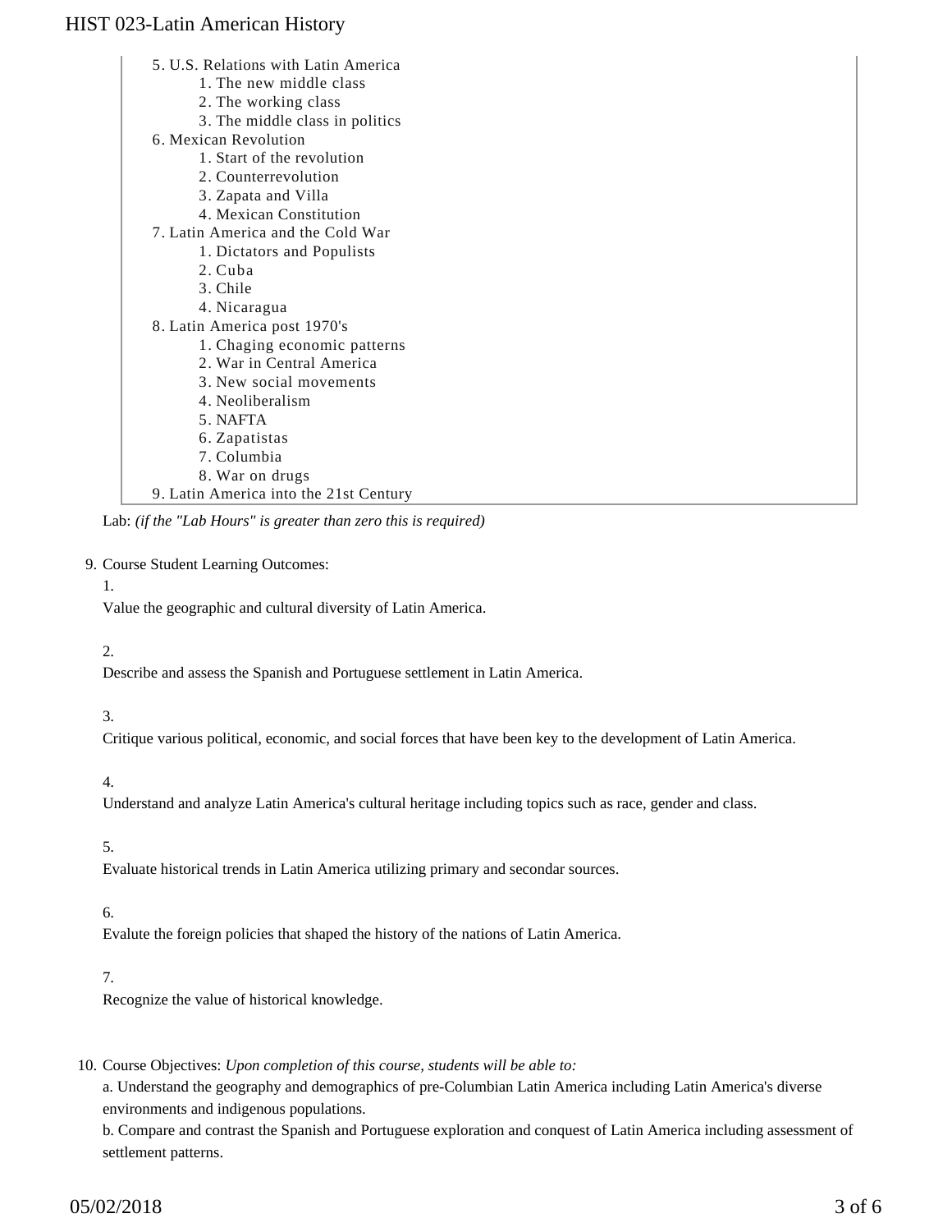5. U.S. Relations with Latin America
    1. The new middle class
    2. The working class
    3. The middle class in politics
6. Mexican Revolution
    1. Start of the revolution
    2. Counterrevolution
    3. Zapata and Villa
    4. Mexican Constitution
7. Latin America and the Cold War
    1. Dictators and Populists
    2. Cuba
    3. Chile
    4. Nicaragua
8. Latin America post 1970's
    1. Chaging economic patterns
    2. War in Central America
    3. New social movements
    4. Neoliberalism
    5. NAFTA
    6. Zapatistas
    7. Columbia
    8. War on drugs
9. Latin America into the 21st Century

Lab: *(if the "Lab Hours" is greater than zero this is required)*

9. Course Student Learning Outcomes:

   1.

   Value the geographic and cultural diversity of Latin America.

   2.

   Describe and assess the Spanish and Portuguese settlement in Latin America.

   3.

   Critique various political, economic, and social forces that have been key to the development of Latin America.

   4.

   Understand and analyze Latin America's cultural heritage including topics such as race, gender and class.

   5.

   Evaluate historical trends in Latin America utilizing primary and secondar sources.

   6.

   Evalute the foreign policies that shaped the history of the nations of Latin America.

   7.

   Recognize the value of historical knowledge.

10. Course Objectives: *Upon completion of this course, students will be able to:*

    a. Understand the geography and demographics of pre-Columbian Latin America including Latin America's diverse environments and indigenous populations.

    b. Compare and contrast the Spanish and Portuguese exploration and conquest of Latin America including assessment of settlement patterns.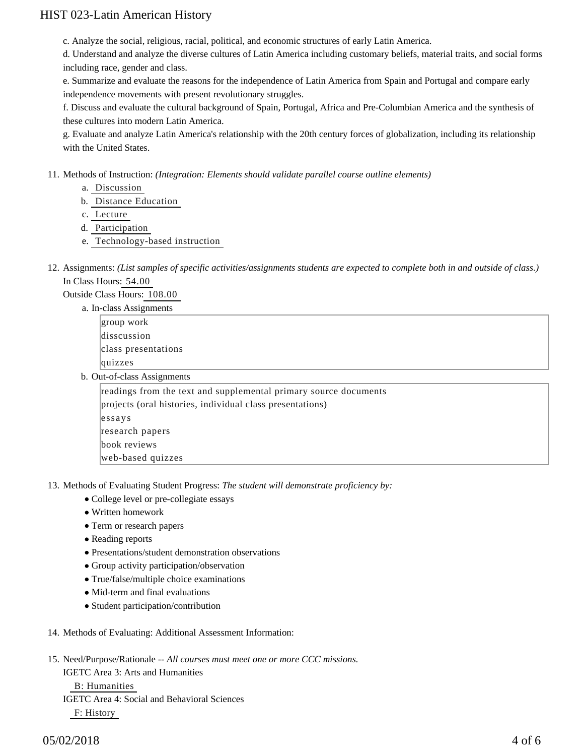c. Analyze the social, religious, racial, political, and economic structures of early Latin America.

d. Understand and analyze the diverse cultures of Latin America including customary beliefs, material traits, and social forms including race, gender and class.

e. Summarize and evaluate the reasons for the independence of Latin America from Spain and Portugal and compare early independence movements with present revolutionary struggles.

f. Discuss and evaluate the cultural background of Spain, Portugal, Africa and Pre-Columbian America and the synthesis of these cultures into modern Latin America.

g. Evaluate and analyze Latin America's relationship with the 20th century forces of globalization, including its relationship with the United States.

11. Methods of Instruction: *(Integration: Elements should validate parallel course outline elements)*
    a. Discussion
    b. Distance Education
    c. Lecture
    d. Participation
    e. Technology-based instruction

12. Assignments: *(List samples of specific activities/assignments students are expected to complete both in and outside of class.)*
    In Class Hours: 54.00
    Outside Class Hours: 108.00
    a. In-class Assignments

       group work
       disscussion
       class presentations
       quizzes

    b. Out-of-class Assignments

       readings from the text and supplemental primary source documents
       projects (oral histories, individual class presentations)
       essays
       research papers
       book reviews
       web-based quizzes

13. Methods of Evaluating Student Progress: *The student will demonstrate proficiency by:*
    - College level or pre-collegiate essays
    - Written homework
    - Term or research papers
    - Reading reports
    - Presentations/student demonstration observations
    - Group activity participation/observation
    - True/false/multiple choice examinations
    - Mid-term and final evaluations
    - Student participation/contribution

14. Methods of Evaluating: Additional Assessment Information:

15. Need/Purpose/Rationale -- *All courses must meet one or more CCC missions.*
    IGETC Area 3: Arts and Humanities
    B: Humanities
    IGETC Area 4: Social and Behavioral Sciences
    F: History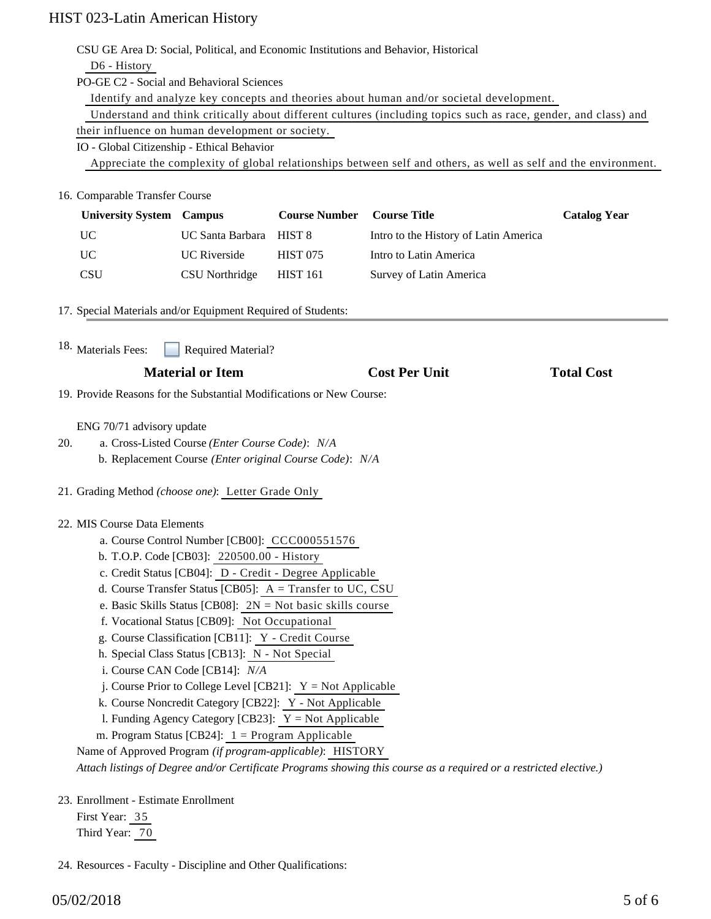CSU GE Area D: Social, Political, and Economic Institutions and Behavior, Historical

D6 - History

PO-GE C2 - Social and Behavioral Sciences

Identify and analyze key concepts and theories about human and/or societal development.

Understand and think critically about different cultures (including topics such as race, gender, and class) and their influence on human development or society.

IO - Global Citizenship - Ethical Behavior

Appreciate the complexity of global relationships between self and others, as well as self and the environment.

16. Comparable Transfer Course

| University System | Campus | Course Number | Course Title | Catalog Year |
|---|---|---|---|---|
| UC | UC Santa Barbara | HIST 8 | Intro to the History of Latin America | |
| UC | UC Riverside | HIST 075 | Intro to Latin America | |
| CSU | CSU Northridge | HIST 161 | Survey of Latin America | |

17. Special Materials and/or Equipment Required of Students:

18. Materials Fees: ☐ Required Material?

| Material or Item | Cost Per Unit | Total Cost |
|---|---|---|

19. Provide Reasons for the Substantial Modifications or New Course:

ENG 70/71 advisory update

20. a. Cross-Listed Course *(Enter Course Code)*: *N/A*
    b. Replacement Course *(Enter original Course Code)*: *N/A*

21. Grading Method *(choose one)*: Letter Grade Only

22. MIS Course Data Elements
    a. Course Control Number [CB00]: CCC000551576
    b. T.O.P. Code [CB03]: 220500.00 - History
    c. Credit Status [CB04]: D - Credit - Degree Applicable
    d. Course Transfer Status [CB05]: A = Transfer to UC, CSU
    e. Basic Skills Status [CB08]: 2N = Not basic skills course
    f. Vocational Status [CB09]: Not Occupational
    g. Course Classification [CB11]: Y - Credit Course
    h. Special Class Status [CB13]: N - Not Special
    i. Course CAN Code [CB14]: *N/A*
    j. Course Prior to College Level [CB21]: Y = Not Applicable
    k. Course Noncredit Category [CB22]: Y - Not Applicable
    l. Funding Agency Category [CB23]: Y = Not Applicable
    m. Program Status [CB24]: 1 = Program Applicable

Name of Approved Program *(if program-applicable)*: HISTORY

*Attach listings of Degree and/or Certificate Programs showing this course as a required or a restricted elective.)*

23. Enrollment - Estimate Enrollment

First Year: 35

Third Year: 70

24. Resources - Faculty - Discipline and Other Qualifications: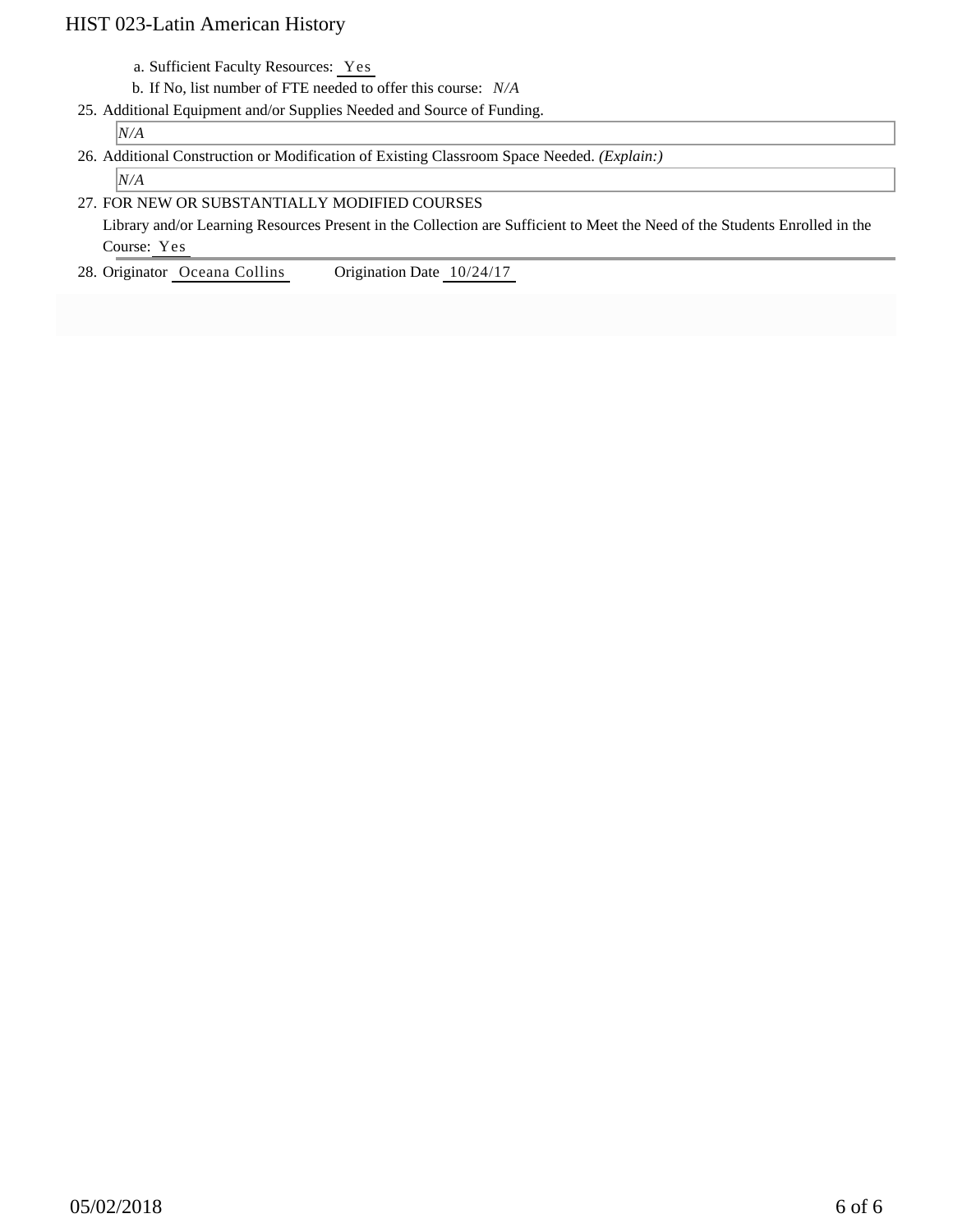a. Sufficient Faculty Resources: Yes

b. If No, list number of FTE needed to offer this course: *N/A*

25. Additional Equipment and/or Supplies Needed and Source of Funding.

    *N/A*

26. Additional Construction or Modification of Existing Classroom Space Needed. *(Explain:)*

    *N/A*

27. FOR NEW OR SUBSTANTIALLY MODIFIED COURSES

    Library and/or Learning Resources Present in the Collection are Sufficient to Meet the Need of the Students Enrolled in the Course: Yes

28. Originator Oceana Collins Origination Date 10/24/17